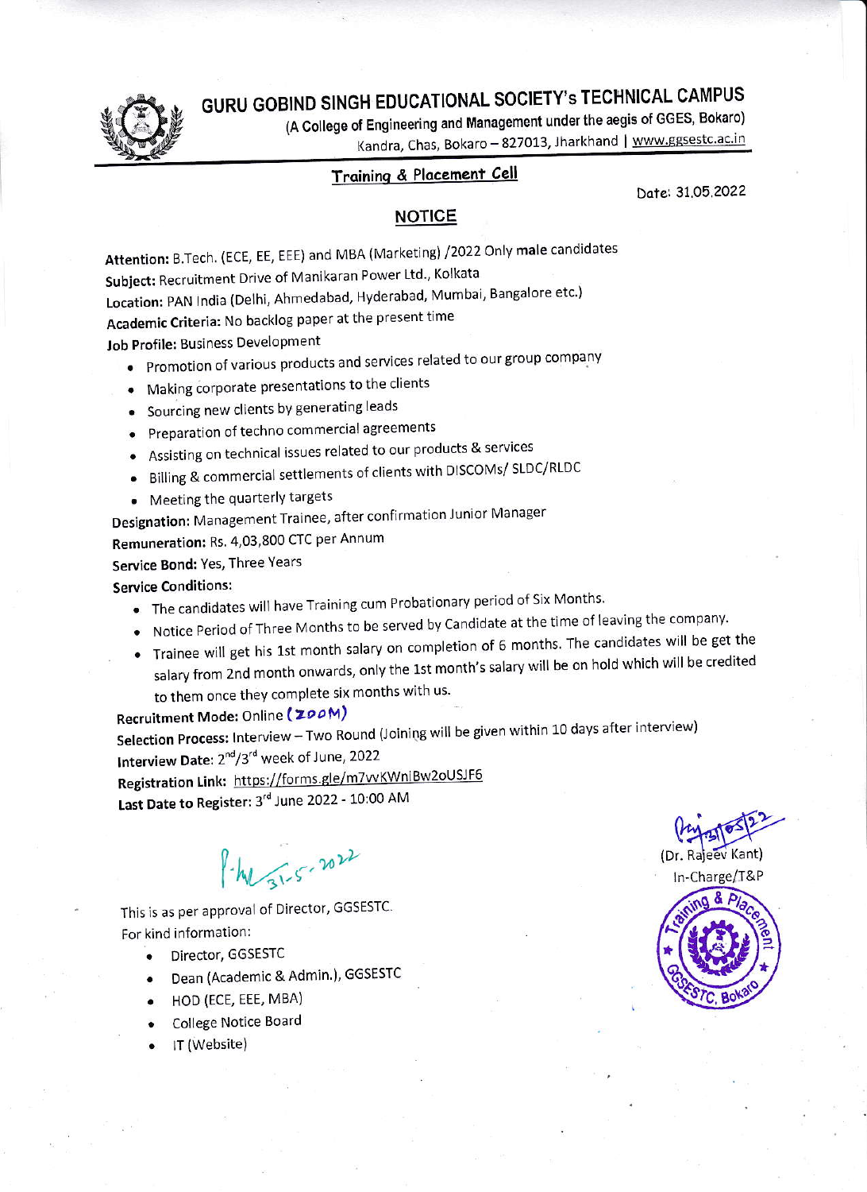# GURU GOBIND SINGH EDUCATIONAL SOCIETY's TECHNICAL CAMPUS

(A College of Engineering and Management under the aegis of GGES, Bokaro)

Kandra, Chas, Bokaro – 827013, Jharkhand | www.ggsestc.ac.in

## Training & Placement Cell

Date: 31.05.2022

## NOTICE

**Attention:** B.Tech. (ECE, EE, EEE) and MBA (Marketing) /2022 Only male candidates

**Subject:** Recruitment Drive of Manikaran Power Ltd., Kolkata

**Location:** PAN India (Delhi, Ahmedabad, Hyderabad, Mumbai, Bangalore etc.)

**Academic Criteria:** No backlog paper at the present time

**Job Profile:** Business Development

- Promotion of various products and services related to our group company
- Making corporate presentations to the clients
- Sourcing new clients by generating leads
- Preparation of techno commercial agreements
- Assisting on technical issues related to our products & services
- Billing & commercial settlements of clients with DISCOMs/ SLDC/RLDC
- Meeting the quarterly targets

**Designation:** Management Trainee, after confirmation Junior Manager

**Remuneration:** Rs. 4,03,800 CTC per Annum

**Service Bond:** Yes, Three Years

**Service Conditions:**

- The candidates will have Training cum Probationary period of Six Months.
- Notice Period of Three Months to be served by Candidate at the time of leaving the company.
- Trainee will get his 1st month salary on completion of 6 months. The candidates will be get the salary from 2nd month onwards, only the 1st month's salary will be on hold which will be credited to them once they complete six months with us.

**Recruitment Mode:** Online (ZOOM)

**Selection Process:** Interview – Two Round (Joining will be given within 10 days after interview)

**Interview Date:** 2nd/3rd week of June, 2022

**Registration Link:** https://forms.gle/m7vvKWniBw2oUSJF6

**Last Date to Register:** 3rd June 2022 - 10:00 AM

31-5-2022

(Dr. Rajeev Kant)
In-Charge/T&P

This is as per approval of Director, GGSESTC.

For kind information:

- Director, GGSESTC
- Dean (Academic & Admin.), GGSESTC
- HOD (ECE, EEE, MBA)
- College Notice Board
- IT (Website)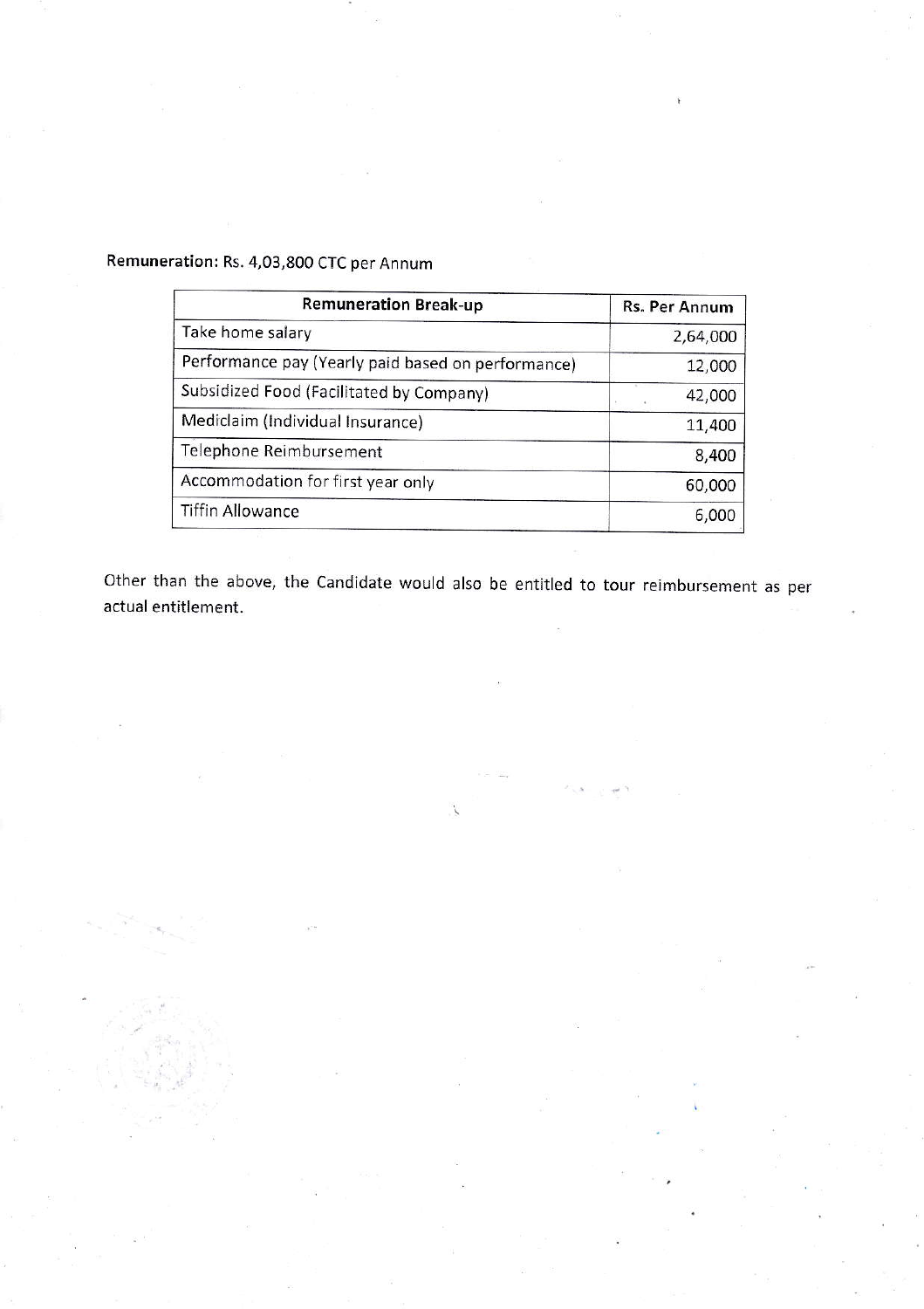**Remuneration:** Rs. 4,03,800 CTC per Annum

| Remuneration Break-up | Rs. Per Annum |
|---|---|
| Take home salary | 2,64,000 |
| Performance pay (Yearly paid based on performance) | 12,000 |
| Subsidized Food (Facilitated by Company) | 42,000 |
| Mediclaim (Individual Insurance) | 11,400 |
| Telephone Reimbursement | 8,400 |
| Accommodation for first year only | 60,000 |
| Tiffin Allowance | 6,000 |

Other than the above, the Candidate would also be entitled to tour reimbursement as per actual entitlement.